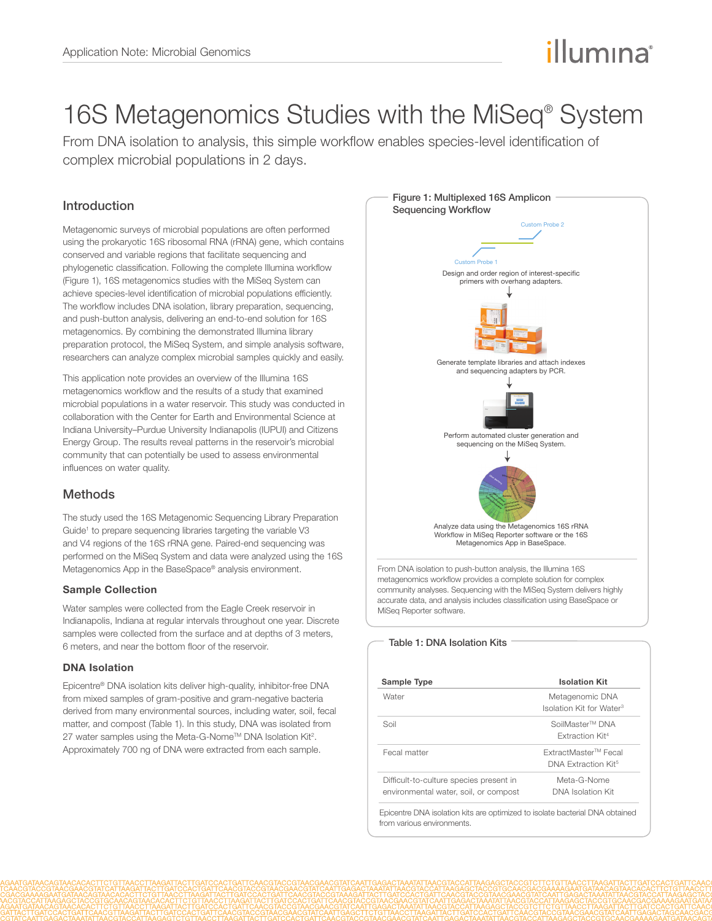Application Note: Microbial Genomics

# 16S Metagenomics Studies with the MiSeq® System

From DNA isolation to analysis, this simple workflow enables species-level identification of complex microbial populations in 2 days.

## Introduction

Metagenomic surveys of microbial populations are often performed using the prokaryotic 16S ribosomal RNA (rRNA) gene, which contains conserved and variable regions that facilitate sequencing and phylogenetic classification. Following the complete Illumina workflow (Figure 1), 16S metagenomics studies with the MiSeq System can achieve species-level identification of microbial populations efficiently. The workflow includes DNA isolation, library preparation, sequencing, and push-button analysis, delivering an end-to-end solution for 16S metagenomics. By combining the demonstrated Illumina library preparation protocol, the MiSeq System, and simple analysis software, researchers can analyze complex microbial samples quickly and easily.

This application note provides an overview of the Illumina 16S metagenomics workflow and the results of a study that examined microbial populations in a water reservoir. This study was conducted in collaboration with the Center for Earth and Environmental Science at Indiana University–Purdue University Indianapolis (IUPUI) and Citizens Energy Group. The results reveal patterns in the reservoir's microbial community that can potentially be used to assess environmental influences on water quality.

## Methods

The study used the 16S Metagenomic Sequencing Library Preparation Guide[1] to prepare sequencing libraries targeting the variable V3 and V4 regions of the 16S rRNA gene. Paired-end sequencing was performed on the MiSeq System and data were analyzed using the 16S Metagenomics App in the BaseSpace® analysis environment.

### Sample Collection

Water samples were collected from the Eagle Creek reservoir in Indianapolis, Indiana at regular intervals throughout one year. Discrete samples were collected from the surface and at depths of 3 meters, 6 meters, and near the bottom floor of the reservoir.

### DNA Isolation

Epicentre® DNA isolation kits deliver high-quality, inhibitor-free DNA from mixed samples of gram-positive and gram-negative bacteria derived from many environmental sources, including water, soil, fecal matter, and compost (Table 1). In this study, DNA was isolated from 27 water samples using the Meta-G-Nome™ DNA Isolation Kit[2]. Approximately 700 ng of DNA were extracted from each sample.

**Figure 1: Multiplexed 16S Amplicon Sequencing Workflow**

Custom Probe 2

Custom Probe 1

Design and order region of interest-specific primers with overhang adapters.

Generate template libraries and attach indexes and sequencing adapters by PCR.

Perform automated cluster generation and sequencing on the MiSeq System.

Analyze data using the Metagenomics 16S rRNA Workflow in MiSeq Reporter software or the 16S Metagenomics App in BaseSpace.

From DNA isolation to push-button analysis, the Illumina 16S metagenomics workflow provides a complete solution for complex community analyses. Sequencing with the MiSeq System delivers highly accurate data, and analysis includes classification using BaseSpace or MiSeq Reporter software.

**Table 1: DNA Isolation Kits**

| Sample Type | Isolation Kit |
|---|---|
| Water | Metagenomic DNA Isolation Kit for Water[3] |
| Soil | SoilMaster™ DNA Extraction Kit[4] |
| Fecal matter | ExtractMaster™ Fecal DNA Extraction Kit[5] |
| Difficult-to-culture species present in environmental water, soil, or compost | Meta-G-Nome DNA Isolation Kit |

Epicentre DNA isolation kits are optimized to isolate bacterial DNA obtained from various environments.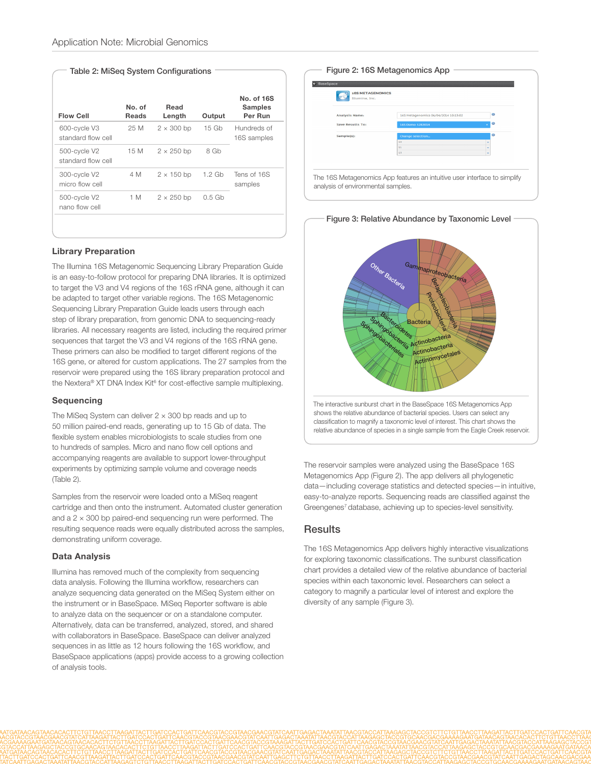**Table 2: MiSeq System Configurations**

| Flow Cell | No. of Reads | Read Length | Output | No. of 16S Samples Per Run |
|---|---|---|---|---|
| 600-cycle V3 standard flow cell | 25 M | 2 × 300 bp | 15 Gb | Hundreds of 16S samples |
| 500-cycle V2 standard flow cell | 15 M | 2 × 250 bp | 8 Gb | |
| 300-cycle V2 micro flow cell | 4 M | 2 × 150 bp | 1.2 Gb | Tens of 16S samples |
| 500-cycle V2 nano flow cell | 1 M | 2 × 250 bp | 0.5 Gb | |

### Library Preparation

The Illumina 16S Metagenomic Sequencing Library Preparation Guide is an easy-to-follow protocol for preparing DNA libraries. It is optimized to target the V3 and V4 regions of the 16S rRNA gene, although it can be adapted to target other variable regions. The 16S Metagenomic Sequencing Library Preparation Guide leads users through each step of library preparation, from genomic DNA to sequencing-ready libraries. All necessary reagents are listed, including the required primer sequences that target the V3 and V4 regions of the 16S rRNA gene. These primers can also be modified to target different regions of the 16S gene, or altered for custom applications. The 27 samples from the reservoir were prepared using the 16S library preparation protocol and the Nextera® XT DNA Index Kit[6] for cost-effective sample multiplexing.

### Sequencing

The MiSeq System can deliver 2 × 300 bp reads and up to 50 million paired-end reads, generating up to 15 Gb of data. The flexible system enables microbiologists to scale studies from one to hundreds of samples. Micro and nano flow cell options and accompanying reagents are available to support lower-throughput experiments by optimizing sample volume and coverage needs (Table 2).

Samples from the reservoir were loaded onto a MiSeq reagent cartridge and then onto the instrument. Automated cluster generation and a 2 × 300 bp paired-end sequencing run were performed. The resulting sequence reads were equally distributed across the samples, demonstrating uniform coverage.

### Data Analysis

Illumina has removed much of the complexity from sequencing data analysis. Following the Illumina workflow, researchers can analyze sequencing data generated on the MiSeq System either on the instrument or in BaseSpace. MiSeq Reporter software is able to analyze data on the sequencer or on a standalone computer. Alternatively, data can be transferred, analyzed, stored, and shared with collaborators in BaseSpace. BaseSpace can deliver analyzed sequences in as little as 12 hours following the 16S workflow, and BaseSpace applications (apps) provide access to a growing collection of analysis tools.

**Figure 2: 16S Metagenomics App**

The 16S Metagenomics App features an intuitive user interface to simplify analysis of environmental samples.

**Figure 3: Relative Abundance by Taxonomic Level**

The interactive sunburst chart in the BaseSpace 16S Metagenomics App shows the relative abundance of bacterial species. Users can select any classification to magnify a taxonomic level of interest. This chart shows the relative abundance of species in a single sample from the Eagle Creek reservoir.

The reservoir samples were analyzed using the BaseSpace 16S Metagenomics App (Figure 2). The app delivers all phylogenetic data—including coverage statistics and detected species—in intuitive, easy-to-analyze reports. Sequencing reads are classified against the Greengenes[7] database, achieving up to species-level sensitivity.

## Results

The 16S Metagenomics App delivers highly interactive visualizations for exploring taxonomic classifications. The sunburst classification chart provides a detailed view of the relative abundance of bacterial species within each taxonomic level. Researchers can select a category to magnify a particular level of interest and explore the diversity of any sample (Figure 3).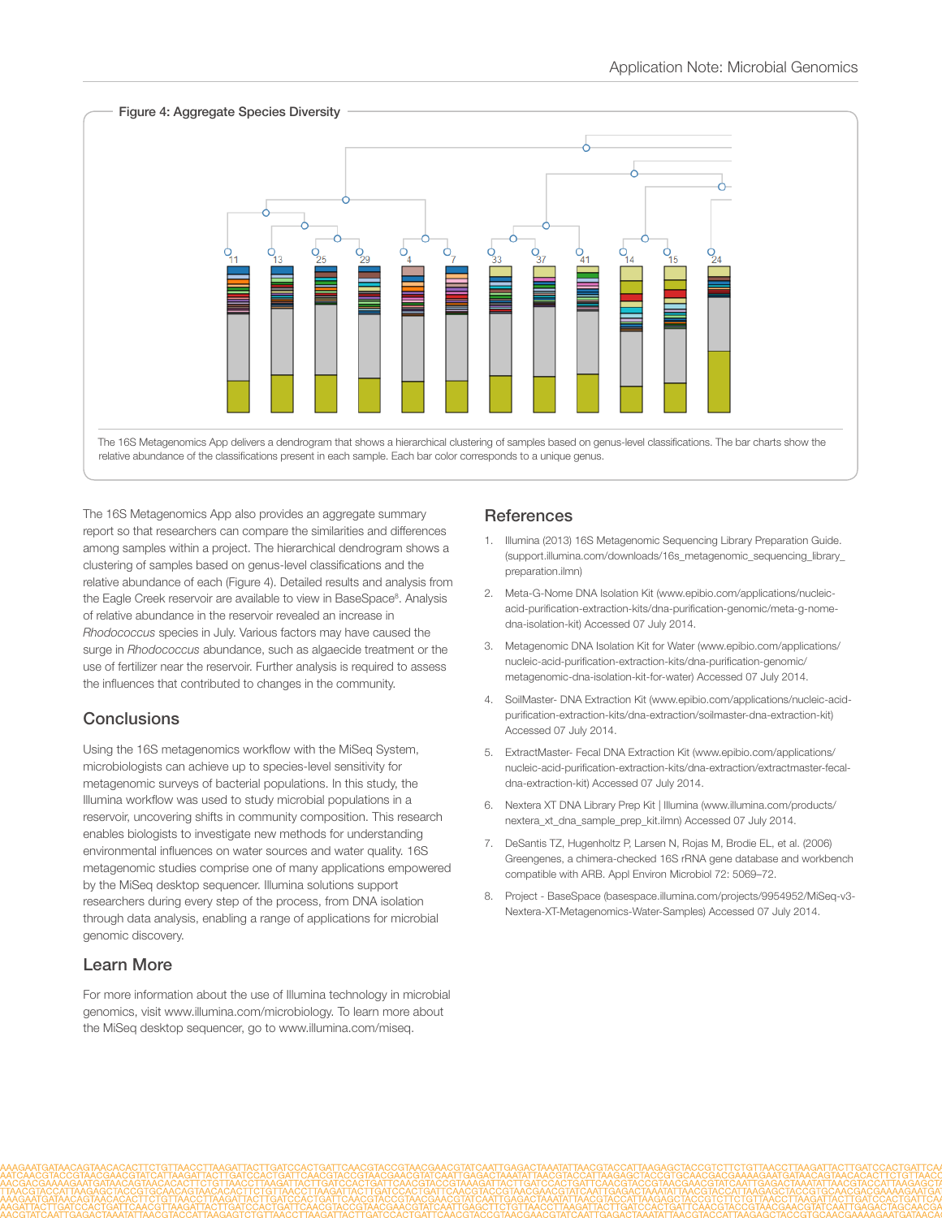**Figure 4: Aggregate Species Diversity**

The 16S Metagenomics App delivers a dendrogram that shows a hierarchical clustering of samples based on genus-level classifications. The bar charts show the relative abundance of the classifications present in each sample. Each bar color corresponds to a unique genus.

The 16S Metagenomics App also provides an aggregate summary report so that researchers can compare the similarities and differences among samples within a project. The hierarchical dendrogram shows a clustering of samples based on genus-level classifications and the relative abundance of each (Figure 4). Detailed results and analysis from the Eagle Creek reservoir are available to view in BaseSpace[8]. Analysis of relative abundance in the reservoir revealed an increase in *Rhodococcus* species in July. Various factors may have caused the surge in *Rhodococcus* abundance, such as algaecide treatment or the use of fertilizer near the reservoir. Further analysis is required to assess the influences that contributed to changes in the community.

## Conclusions

Using the 16S metagenomics workflow with the MiSeq System, microbiologists can achieve up to species-level sensitivity for metagenomic surveys of bacterial populations. In this study, the Illumina workflow was used to study microbial populations in a reservoir, uncovering shifts in community composition. This research enables biologists to investigate new methods for understanding environmental influences on water sources and water quality. 16S metagenomic studies comprise one of many applications empowered by the MiSeq desktop sequencer. Illumina solutions support researchers during every step of the process, from DNA isolation through data analysis, enabling a range of applications for microbial genomic discovery.

## Learn More

For more information about the use of Illumina technology in microbial genomics, visit www.illumina.com/microbiology. To learn more about the MiSeq desktop sequencer, go to www.illumina.com/miseq.

## References

1. Illumina (2013) 16S Metagenomic Sequencing Library Preparation Guide. (support.illumina.com/downloads/16s_metagenomic_sequencing_library_preparation.ilmn)
2. Meta-G-Nome DNA Isolation Kit (www.epibio.com/applications/nucleic-acid-purification-extraction-kits/dna-purification-genomic/meta-g-nome-dna-isolation-kit) Accessed 07 July 2014.
3. Metagenomic DNA Isolation Kit for Water (www.epibio.com/applications/nucleic-acid-purification-extraction-kits/dna-purification-genomic/metagenomic-dna-isolation-kit-for-water) Accessed 07 July 2014.
4. SoilMaster- DNA Extraction Kit (www.epibio.com/applications/nucleic-acid-purification-extraction-kits/dna-extraction/soilmaster-dna-extraction-kit) Accessed 07 July 2014.
5. ExtractMaster- Fecal DNA Extraction Kit (www.epibio.com/applications/nucleic-acid-purification-extraction-kits/dna-extraction/extractmaster-fecal-dna-extraction-kit) Accessed 07 July 2014.
6. Nextera XT DNA Library Prep Kit | Illumina (www.illumina.com/products/nextera_xt_dna_sample_prep_kit.ilmn) Accessed 07 July 2014.
7. DeSantis TZ, Hugenholtz P, Larsen N, Rojas M, Brodie EL, et al. (2006) Greengenes, a chimera-checked 16S rRNA gene database and workbench compatible with ARB. Appl Environ Microbiol 72: 5069–72.
8. Project - BaseSpace (basespace.illumina.com/projects/9954952/MiSeq-v3-Nextera-XT-Metagenomics-Water-Samples) Accessed 07 July 2014.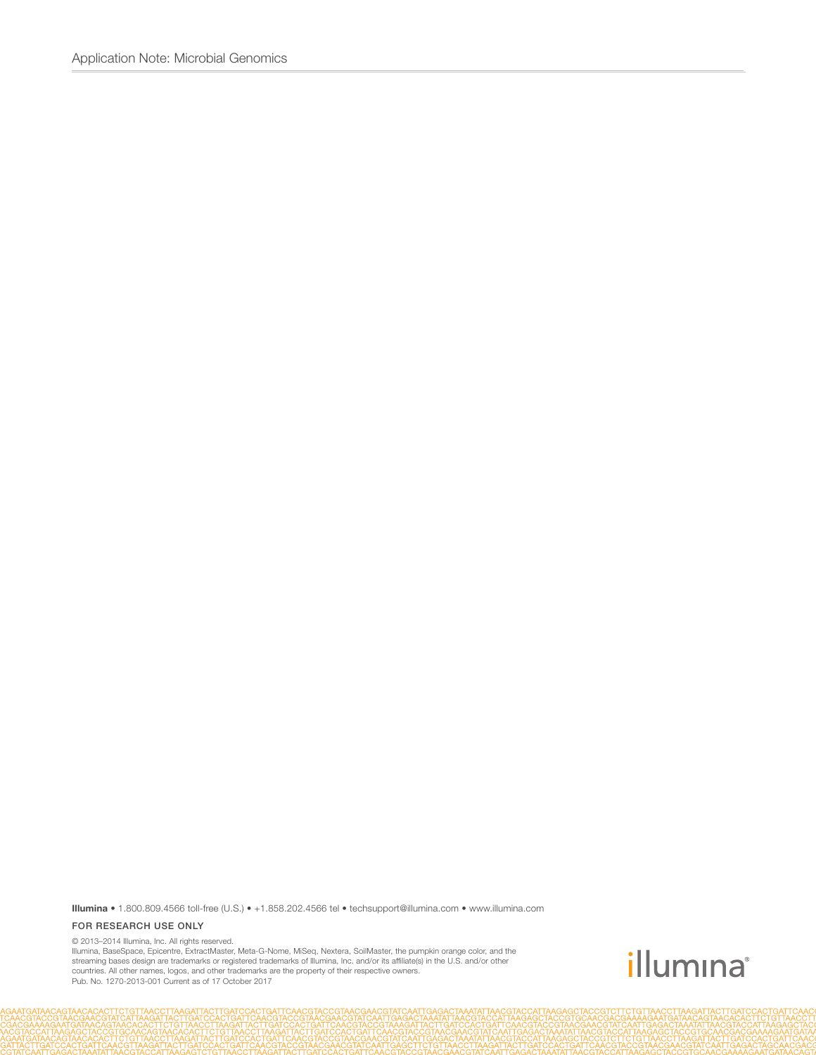**Illumina** • 1.800.809.4566 toll-free (U.S.) • +1.858.202.4566 tel • techsupport@illumina.com • www.illumina.com

FOR RESEARCH USE ONLY

© 2013–2014 Illumina, Inc. All rights reserved.
Illumina, BaseSpace, Epicentre, ExtractMaster, Meta-G-Nome, MiSeq, Nextera, SoilMaster, the pumpkin orange color, and the streaming bases design are trademarks or registered trademarks of Illumina, Inc. and/or its affiliate(s) in the U.S. and/or other countries. All other names, logos, and other trademarks are the property of their respective owners.
Pub. No. 1270-2013-001 Current as of 17 October 2017